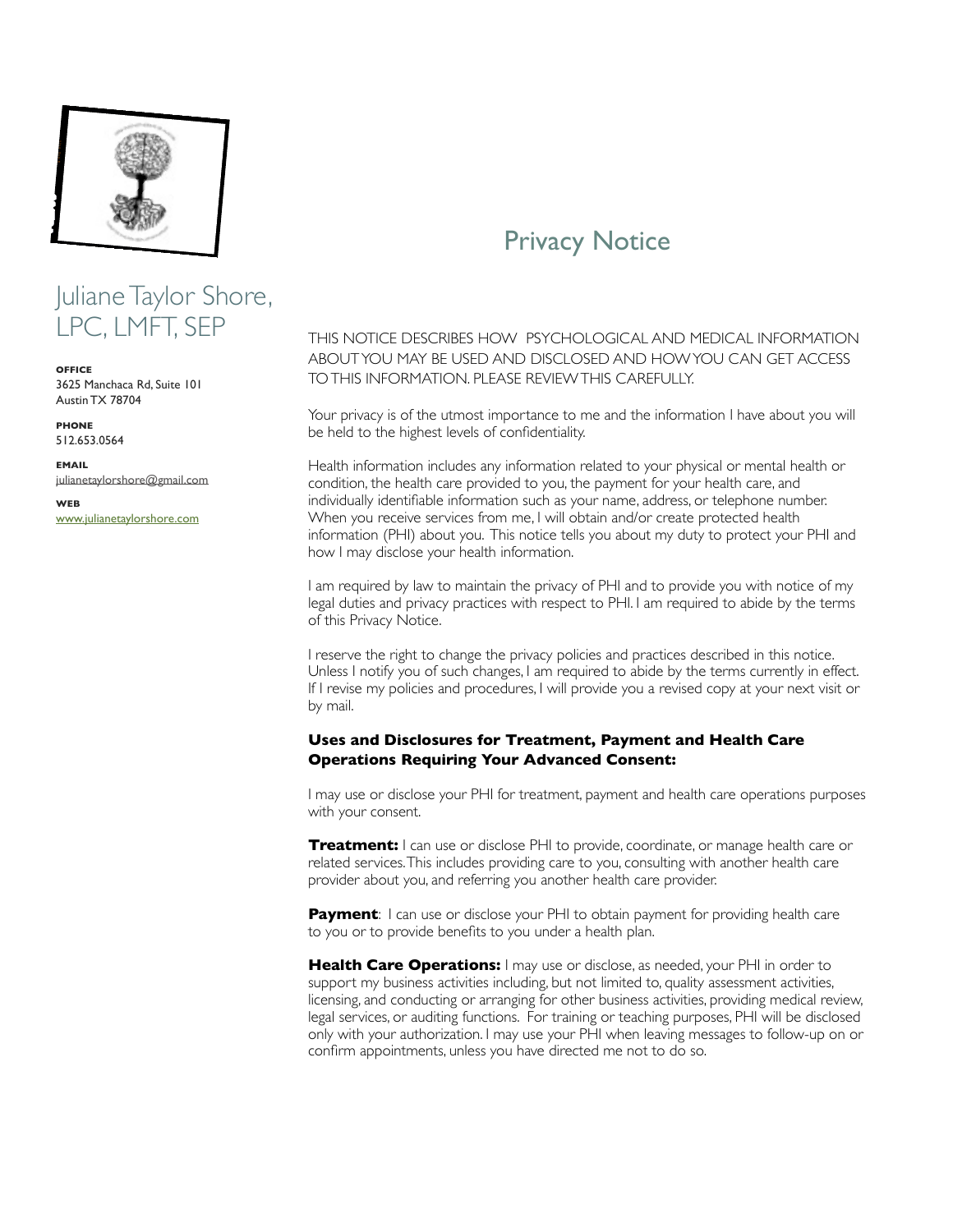# Juliane Taylor Shore, LPC, LMFT, SEP

**OFFICE**
3625 Manchaca Rd, Suite 101
Austin TX 78704

**PHONE**
512.653.0564

**EMAIL**
julianetaylorshore@gmail.com

**WEB**
www.julianetaylorshore.com

## Privacy Notice

THIS NOTICE DESCRIBES HOW PSYCHOLOGICAL AND MEDICAL INFORMATION ABOUT YOU MAY BE USED AND DISCLOSED AND HOW YOU CAN GET ACCESS TO THIS INFORMATION. PLEASE REVIEW THIS CAREFULLY.

Your privacy is of the utmost importance to me and the information I have about you will be held to the highest levels of confidentiality.

Health information includes any information related to your physical or mental health or condition, the health care provided to you, the payment for your health care, and individually identifiable information such as your name, address, or telephone number. When you receive services from me, I will obtain and/or create protected health information (PHI) about you. This notice tells you about my duty to protect your PHI and how I may disclose your health information.

I am required by law to maintain the privacy of PHI and to provide you with notice of my legal duties and privacy practices with respect to PHI. I am required to abide by the terms of this Privacy Notice.

I reserve the right to change the privacy policies and practices described in this notice. Unless I notify you of such changes, I am required to abide by the terms currently in effect. If I revise my policies and procedures, I will provide you a revised copy at your next visit or by mail.

### Uses and Disclosures for Treatment, Payment and Health Care Operations Requiring Your Advanced Consent:

I may use or disclose your PHI for treatment, payment and health care operations purposes with your consent.

**Treatment:** I can use or disclose PHI to provide, coordinate, or manage health care or related services. This includes providing care to you, consulting with another health care provider about you, and referring you another health care provider.

**Payment**: I can use or disclose your PHI to obtain payment for providing health care to you or to provide benefits to you under a health plan.

**Health Care Operations:** I may use or disclose, as needed, your PHI in order to support my business activities including, but not limited to, quality assessment activities, licensing, and conducting or arranging for other business activities, providing medical review, legal services, or auditing functions. For training or teaching purposes, PHI will be disclosed only with your authorization. I may use your PHI when leaving messages to follow-up on or confirm appointments, unless you have directed me not to do so.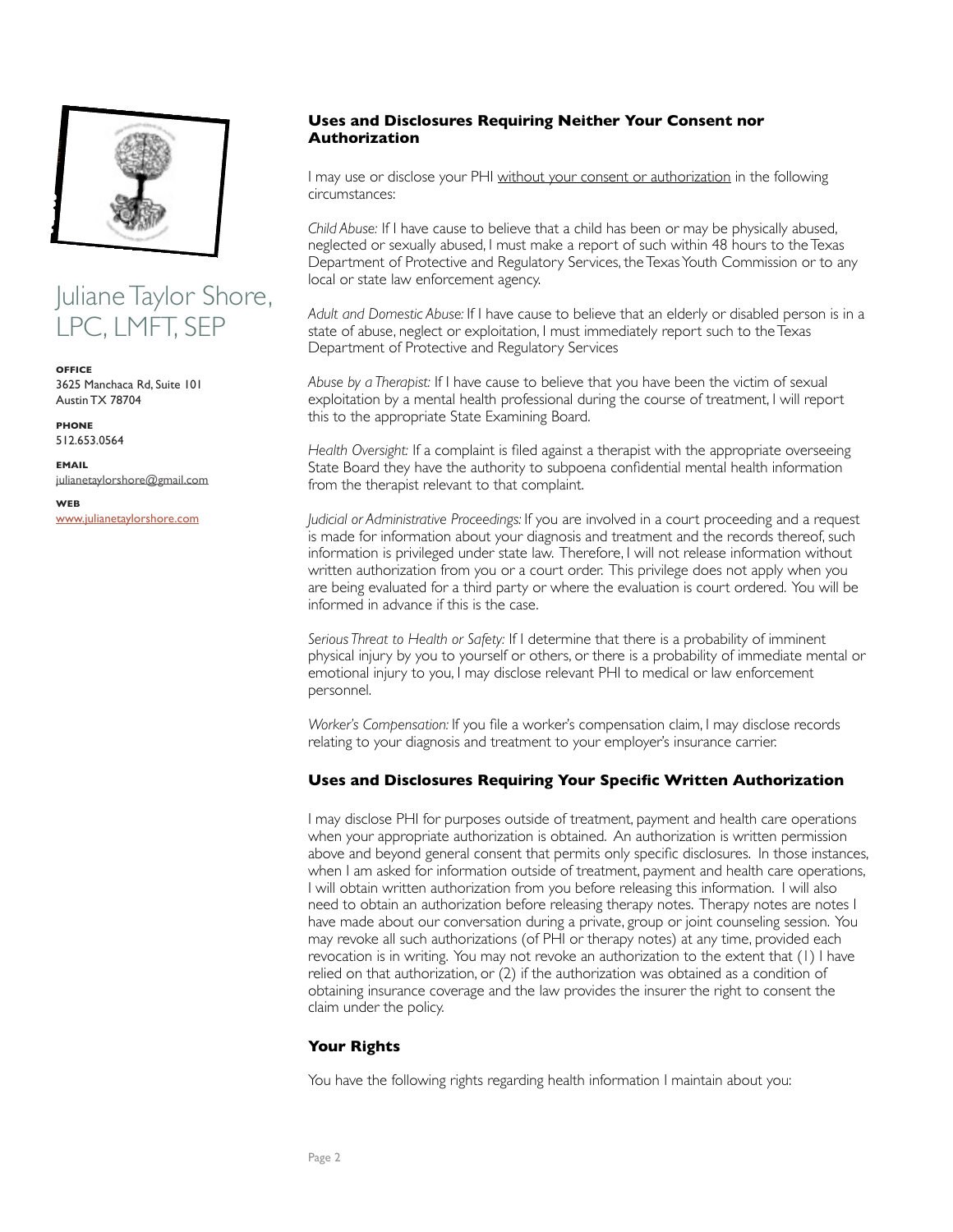Juliane Taylor Shore, LPC, LMFT, SEP

**OFFICE**
3625 Manchaca Rd, Suite 101
Austin TX 78704

**PHONE**
512.653.0564

**EMAIL**
julianetaylorshore@gmail.com

**WEB**
www.julianetaylorshore.com

### Uses and Disclosures Requiring Neither Your Consent nor Authorization

I may use or disclose your PHI without your consent or authorization in the following circumstances:

*Child Abuse:* If I have cause to believe that a child has been or may be physically abused, neglected or sexually abused, I must make a report of such within 48 hours to the Texas Department of Protective and Regulatory Services, the Texas Youth Commission or to any local or state law enforcement agency.

*Adult and Domestic Abuse:* If I have cause to believe that an elderly or disabled person is in a state of abuse, neglect or exploitation, I must immediately report such to the Texas Department of Protective and Regulatory Services

*Abuse by a Therapist:* If I have cause to believe that you have been the victim of sexual exploitation by a mental health professional during the course of treatment, I will report this to the appropriate State Examining Board.

*Health Oversight:* If a complaint is filed against a therapist with the appropriate overseeing State Board they have the authority to subpoena confidential mental health information from the therapist relevant to that complaint.

*Judicial or Administrative Proceedings:* If you are involved in a court proceeding and a request is made for information about your diagnosis and treatment and the records thereof, such information is privileged under state law. Therefore, I will not release information without written authorization from you or a court order. This privilege does not apply when you are being evaluated for a third party or where the evaluation is court ordered. You will be informed in advance if this is the case.

*Serious Threat to Health or Safety:* If I determine that there is a probability of imminent physical injury by you to yourself or others, or there is a probability of immediate mental or emotional injury to you, I may disclose relevant PHI to medical or law enforcement personnel.

*Worker's Compensation:* If you file a worker's compensation claim, I may disclose records relating to your diagnosis and treatment to your employer's insurance carrier.

### Uses and Disclosures Requiring Your Specific Written Authorization

I may disclose PHI for purposes outside of treatment, payment and health care operations when your appropriate authorization is obtained. An authorization is written permission above and beyond general consent that permits only specific disclosures. In those instances, when I am asked for information outside of treatment, payment and health care operations, I will obtain written authorization from you before releasing this information. I will also need to obtain an authorization before releasing therapy notes. Therapy notes are notes I have made about our conversation during a private, group or joint counseling session. You may revoke all such authorizations (of PHI or therapy notes) at any time, provided each revocation is in writing. You may not revoke an authorization to the extent that (1) I have relied on that authorization, or (2) if the authorization was obtained as a condition of obtaining insurance coverage and the law provides the insurer the right to consent the claim under the policy.

### Your Rights

You have the following rights regarding health information I maintain about you: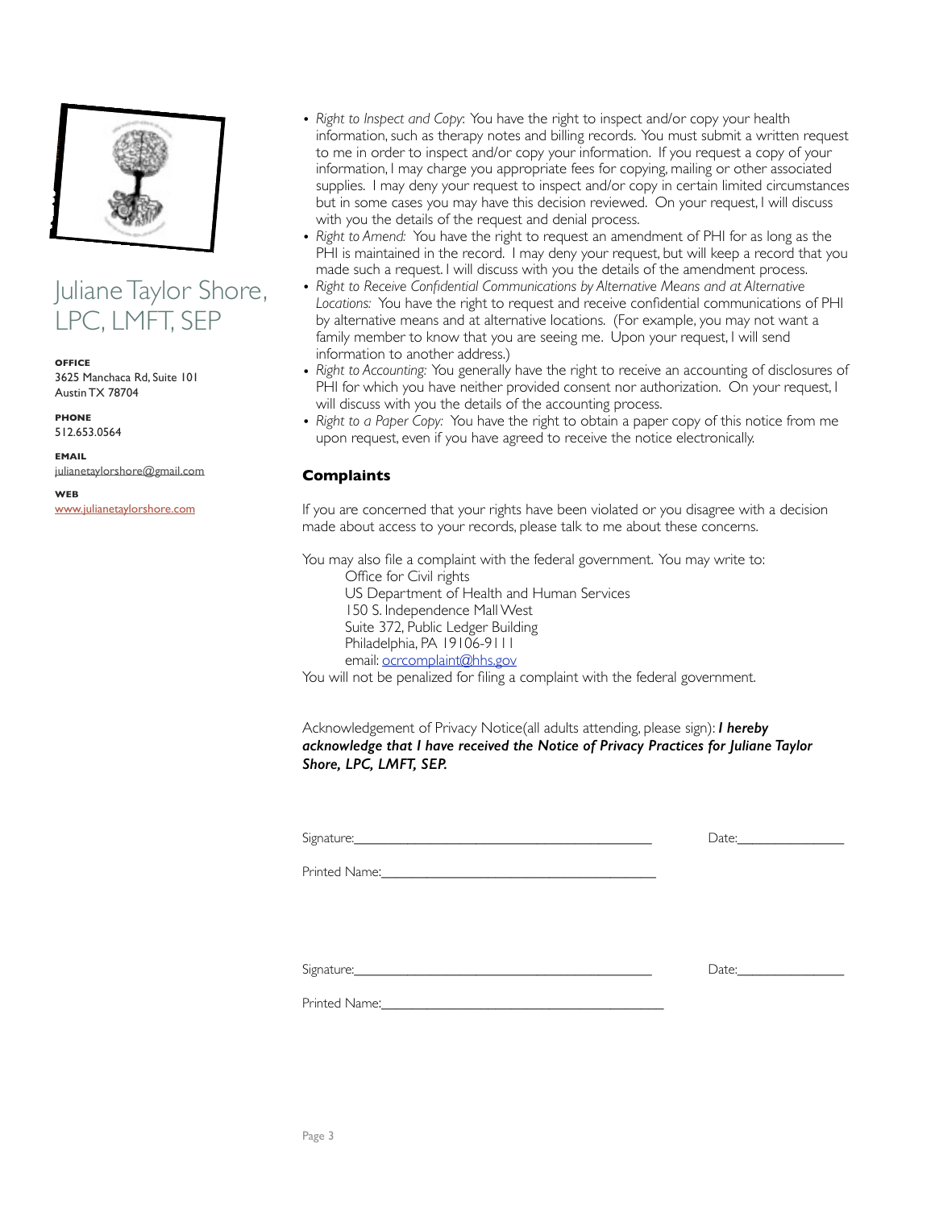# Juliane Taylor Shore, LPC, LMFT, SEP

**OFFICE**
3625 Manchaca Rd, Suite 101
Austin TX 78704

**PHONE**
512.653.0564

**EMAIL**
julianetaylorshore@gmail.com

**WEB**
www.julianetaylorshore.com

- *Right to Inspect and Copy*: You have the right to inspect and/or copy your health information, such as therapy notes and billing records. You must submit a written request to me in order to inspect and/or copy your information. If you request a copy of your information, I may charge you appropriate fees for copying, mailing or other associated supplies. I may deny your request to inspect and/or copy in certain limited circumstances but in some cases you may have this decision reviewed. On your request, I will discuss with you the details of the request and denial process.
- *Right to Amend:* You have the right to request an amendment of PHI for as long as the PHI is maintained in the record. I may deny your request, but will keep a record that you made such a request. I will discuss with you the details of the amendment process.
- *Right to Receive Confidential Communications by Alternative Means and at Alternative Locations:* You have the right to request and receive confidential communications of PHI by alternative means and at alternative locations. (For example, you may not want a family member to know that you are seeing me. Upon your request, I will send information to another address.)
- *Right to Accounting:* You generally have the right to receive an accounting of disclosures of PHI for which you have neither provided consent nor authorization. On your request, I will discuss with you the details of the accounting process.
- *Right to a Paper Copy:* You have the right to obtain a paper copy of this notice from me upon request, even if you have agreed to receive the notice electronically.

## Complaints

If you are concerned that your rights have been violated or you disagree with a decision made about access to your records, please talk to me about these concerns.

You may also file a complaint with the federal government. You may write to:

Office for Civil rights
US Department of Health and Human Services
150 S. Independence Mall West
Suite 372, Public Ledger Building
Philadelphia, PA 19106-9111
email: ocrcomplaint@hhs.gov

You will not be penalized for filing a complaint with the federal government.

Acknowledgement of Privacy Notice(all adults attending, please sign): ***I hereby acknowledge that I have received the Notice of Privacy Practices for Juliane Taylor Shore, LPC, LMFT, SEP.***

Signature:_____________________________________________ Date:________________

Printed Name:__________________________________________

Signature:_____________________________________________ Date:________________

Printed Name:__________________________________________